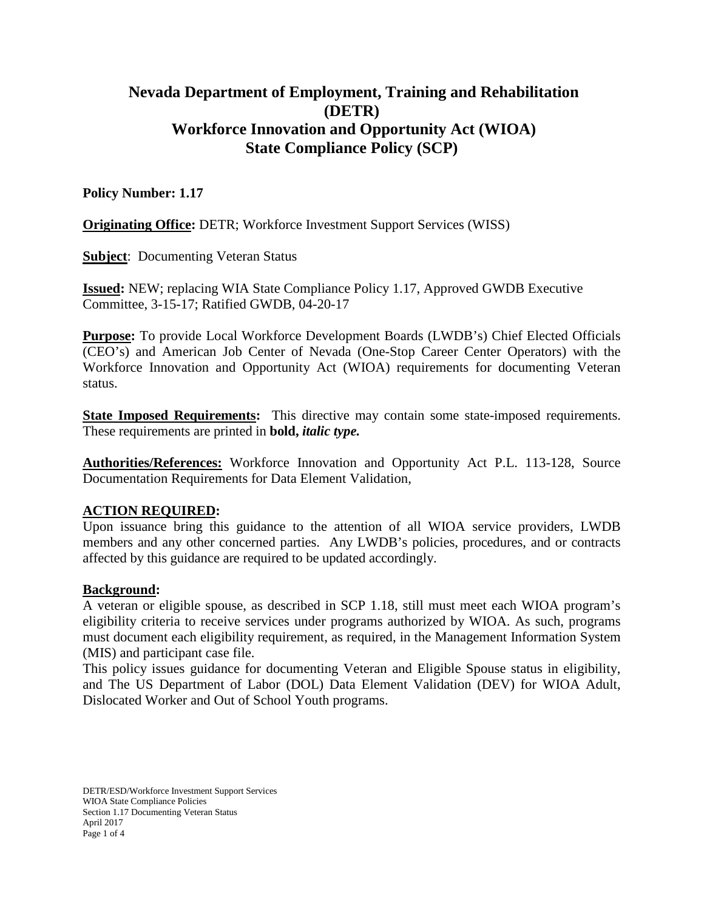# Nevada Department of Employment, Training and Rehabilitation (DETR)
# Workforce Innovation and Opportunity Act (WIOA) State Compliance Policy (SCP)

**Policy Number: 1.17**

**Originating Office:** DETR; Workforce Investment Support Services (WISS)

**Subject**: Documenting Veteran Status

**Issued:** NEW; replacing WIA State Compliance Policy 1.17, Approved GWDB Executive Committee, 3-15-17; Ratified GWDB, 04-20-17

**Purpose:** To provide Local Workforce Development Boards (LWDB's) Chief Elected Officials (CEO's) and American Job Center of Nevada (One-Stop Career Center Operators) with the Workforce Innovation and Opportunity Act (WIOA) requirements for documenting Veteran status.

**State Imposed Requirements:** This directive may contain some state-imposed requirements. These requirements are printed in **bold,** ***italic type.***

**Authorities/References:** Workforce Innovation and Opportunity Act P.L. 113-128, Source Documentation Requirements for Data Element Validation,

## ACTION REQUIRED:

Upon issuance bring this guidance to the attention of all WIOA service providers, LWDB members and any other concerned parties. Any LWDB's policies, procedures, and or contracts affected by this guidance are required to be updated accordingly.

## Background:

A veteran or eligible spouse, as described in SCP 1.18, still must meet each WIOA program's eligibility criteria to receive services under programs authorized by WIOA. As such, programs must document each eligibility requirement, as required, in the Management Information System (MIS) and participant case file.

This policy issues guidance for documenting Veteran and Eligible Spouse status in eligibility, and The US Department of Labor (DOL) Data Element Validation (DEV) for WIOA Adult, Dislocated Worker and Out of School Youth programs.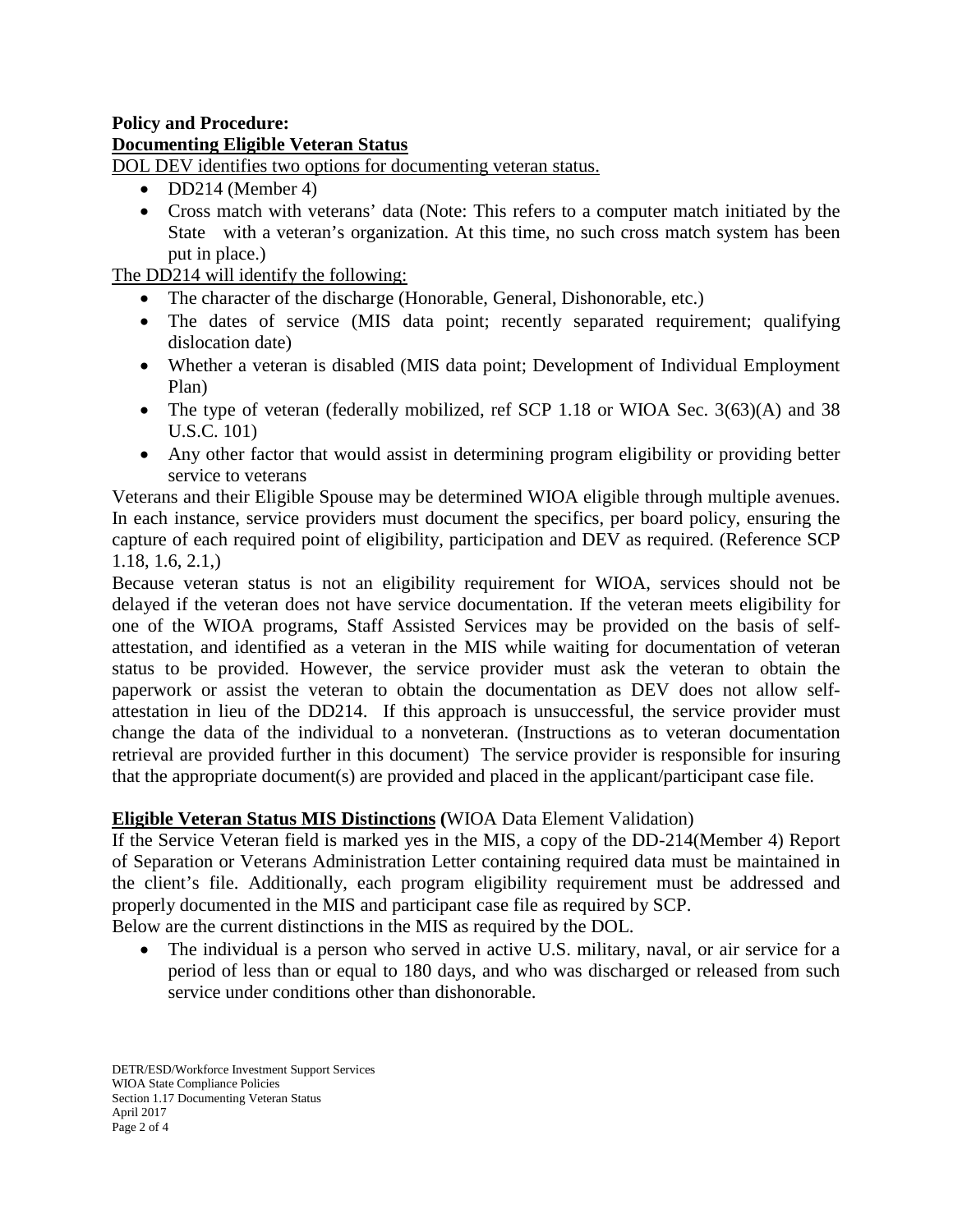**Policy and Procedure:**
**Documenting Eligible Veteran Status**

DOL DEV identifies two options for documenting veteran status.

- DD214 (Member 4)
- Cross match with veterans' data (Note: This refers to a computer match initiated by the State with a veteran's organization. At this time, no such cross match system has been put in place.)

The DD214 will identify the following:

- The character of the discharge (Honorable, General, Dishonorable, etc.)
- The dates of service (MIS data point; recently separated requirement; qualifying dislocation date)
- Whether a veteran is disabled (MIS data point; Development of Individual Employment Plan)
- The type of veteran (federally mobilized, ref SCP 1.18 or WIOA Sec. 3(63)(A) and 38 U.S.C. 101)
- Any other factor that would assist in determining program eligibility or providing better service to veterans

Veterans and their Eligible Spouse may be determined WIOA eligible through multiple avenues. In each instance, service providers must document the specifics, per board policy, ensuring the capture of each required point of eligibility, participation and DEV as required. (Reference SCP 1.18, 1.6, 2.1,)

Because veteran status is not an eligibility requirement for WIOA, services should not be delayed if the veteran does not have service documentation. If the veteran meets eligibility for one of the WIOA programs, Staff Assisted Services may be provided on the basis of self-attestation, and identified as a veteran in the MIS while waiting for documentation of veteran status to be provided. However, the service provider must ask the veteran to obtain the paperwork or assist the veteran to obtain the documentation as DEV does not allow self-attestation in lieu of the DD214. If this approach is unsuccessful, the service provider must change the data of the individual to a nonveteran. (Instructions as to veteran documentation retrieval are provided further in this document) The service provider is responsible for insuring that the appropriate document(s) are provided and placed in the applicant/participant case file.

**Eligible Veteran Status MIS Distinctions (**WIOA Data Element Validation)

If the Service Veteran field is marked yes in the MIS, a copy of the DD-214(Member 4) Report of Separation or Veterans Administration Letter containing required data must be maintained in the client's file. Additionally, each program eligibility requirement must be addressed and properly documented in the MIS and participant case file as required by SCP.

Below are the current distinctions in the MIS as required by the DOL.

- The individual is a person who served in active U.S. military, naval, or air service for a period of less than or equal to 180 days, and who was discharged or released from such service under conditions other than dishonorable.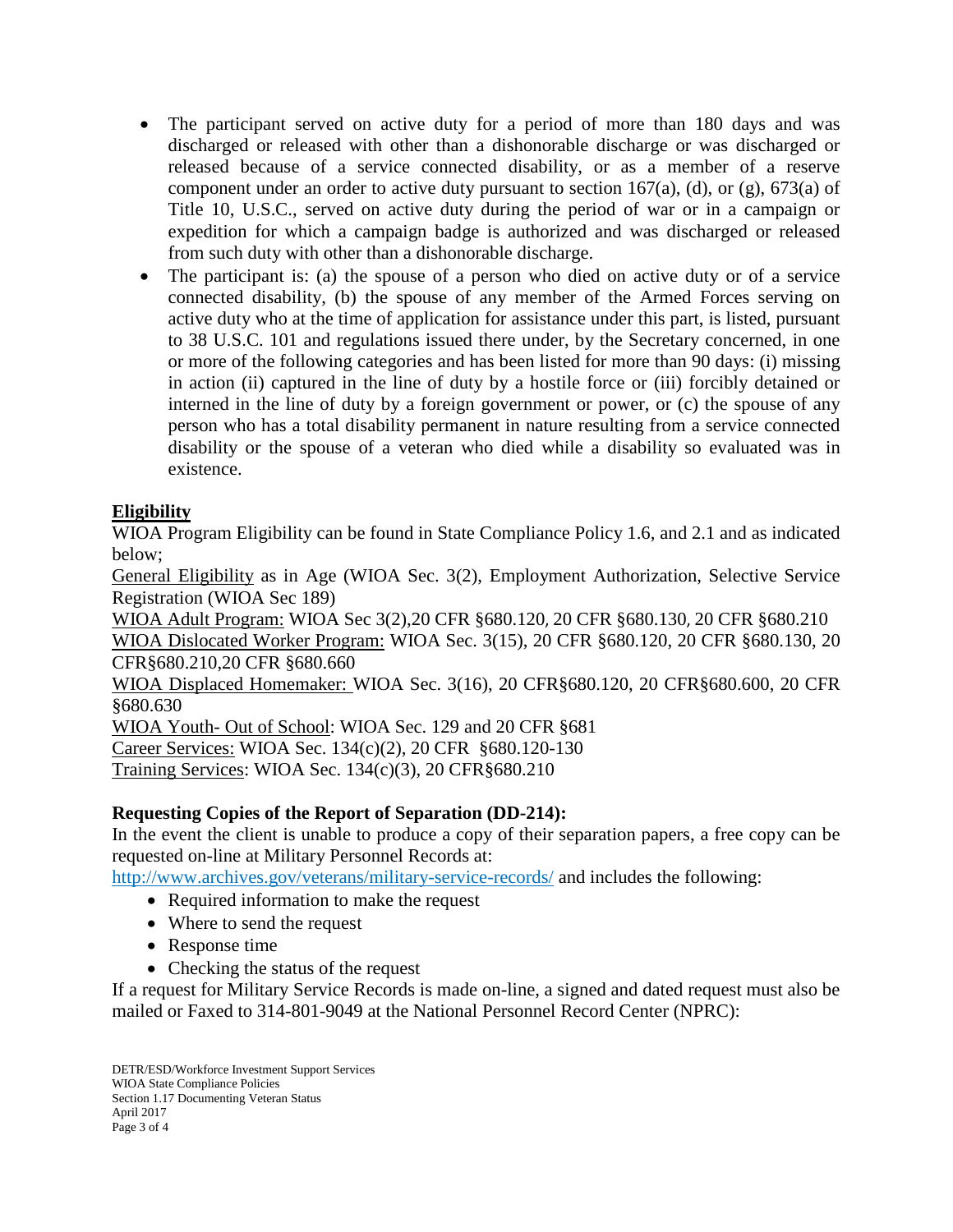- The participant served on active duty for a period of more than 180 days and was discharged or released with other than a dishonorable discharge or was discharged or released because of a service connected disability, or as a member of a reserve component under an order to active duty pursuant to section 167(a), (d), or (g), 673(a) of Title 10, U.S.C., served on active duty during the period of war or in a campaign or expedition for which a campaign badge is authorized and was discharged or released from such duty with other than a dishonorable discharge.
- The participant is: (a) the spouse of a person who died on active duty or of a service connected disability, (b) the spouse of any member of the Armed Forces serving on active duty who at the time of application for assistance under this part, is listed, pursuant to 38 U.S.C. 101 and regulations issued there under, by the Secretary concerned, in one or more of the following categories and has been listed for more than 90 days: (i) missing in action (ii) captured in the line of duty by a hostile force or (iii) forcibly detained or interned in the line of duty by a foreign government or power, or (c) the spouse of any person who has a total disability permanent in nature resulting from a service connected disability or the spouse of a veteran who died while a disability so evaluated was in existence.

## Eligibility

WIOA Program Eligibility can be found in State Compliance Policy 1.6, and 2.1 and as indicated below;

General Eligibility as in Age (WIOA Sec. 3(2), Employment Authorization, Selective Service Registration (WIOA Sec 189)

WIOA Adult Program: WIOA Sec 3(2),20 CFR §680.120, 20 CFR §680.130, 20 CFR §680.210

WIOA Dislocated Worker Program: WIOA Sec. 3(15), 20 CFR §680.120, 20 CFR §680.130, 20 CFR§680.210,20 CFR §680.660

WIOA Displaced Homemaker: WIOA Sec. 3(16), 20 CFR§680.120, 20 CFR§680.600, 20 CFR §680.630

WIOA Youth- Out of School: WIOA Sec. 129 and 20 CFR §681

Career Services: WIOA Sec. 134(c)(2), 20 CFR §680.120-130

Training Services: WIOA Sec. 134(c)(3), 20 CFR§680.210

**Requesting Copies of the Report of Separation (DD-214):**

In the event the client is unable to produce a copy of their separation papers, a free copy can be requested on-line at Military Personnel Records at:

http://www.archives.gov/veterans/military-service-records/ and includes the following:

- Required information to make the request
- Where to send the request
- Response time
- Checking the status of the request

If a request for Military Service Records is made on-line, a signed and dated request must also be mailed or Faxed to 314-801-9049 at the National Personnel Record Center (NPRC):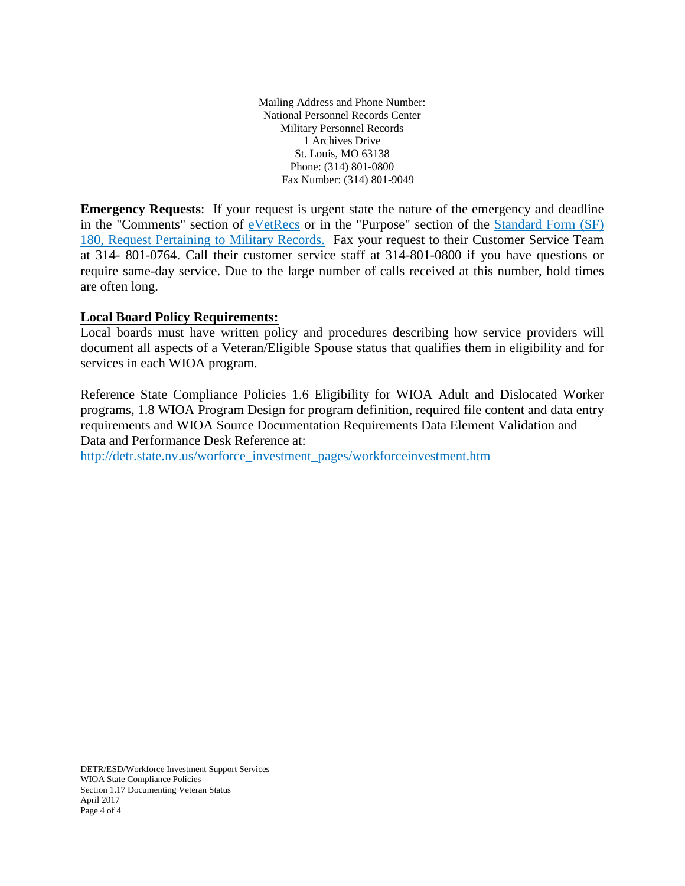Mailing Address and Phone Number:
National Personnel Records Center
Military Personnel Records
1 Archives Drive
St. Louis, MO 63138
Phone: (314) 801-0800
Fax Number: (314) 801-9049

**Emergency Requests**: If your request is urgent state the nature of the emergency and deadline in the "Comments" section of [eVetRecs]() or in the "Purpose" section of the [Standard Form (SF) 180, Request Pertaining to Military Records.]() Fax your request to their Customer Service Team at 314- 801-0764. Call their customer service staff at 314-801-0800 if you have questions or require same-day service. Due to the large number of calls received at this number, hold times are often long.

**Local Board Policy Requirements:**

Local boards must have written policy and procedures describing how service providers will document all aspects of a Veteran/Eligible Spouse status that qualifies them in eligibility and for services in each WIOA program.

Reference State Compliance Policies 1.6 Eligibility for WIOA Adult and Dislocated Worker programs, 1.8 WIOA Program Design for program definition, required file content and data entry requirements and WIOA Source Documentation Requirements Data Element Validation and Data and Performance Desk Reference at:
http://detr.state.nv.us/worforce_investment_pages/workforceinvestment.htm